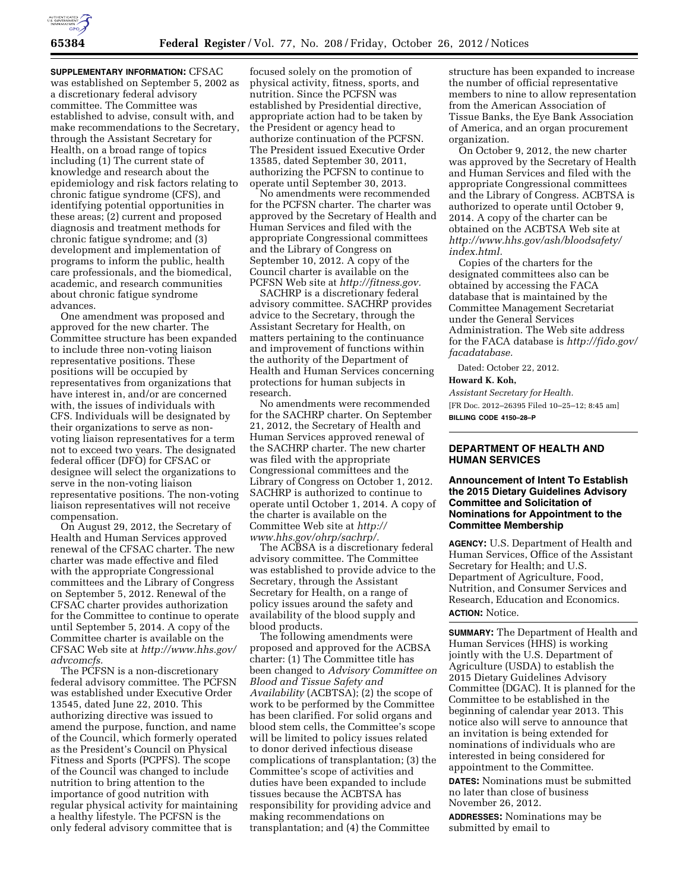**SUPPLEMENTARY INFORMATION:** CFSAC was established on September 5, 2002 as a discretionary federal advisory committee. The Committee was established to advise, consult with, and make recommendations to the Secretary, through the Assistant Secretary for Health, on a broad range of topics including (1) The current state of knowledge and research about the epidemiology and risk factors relating to chronic fatigue syndrome (CFS), and identifying potential opportunities in these areas; (2) current and proposed diagnosis and treatment methods for chronic fatigue syndrome; and (3) development and implementation of programs to inform the public, health care professionals, and the biomedical, academic, and research communities about chronic fatigue syndrome advances.

One amendment was proposed and approved for the new charter. The Committee structure has been expanded to include three non-voting liaison representative positions. These positions will be occupied by representatives from organizations that have interest in, and/or are concerned with, the issues of individuals with CFS. Individuals will be designated by their organizations to serve as non-voting liaison representatives for a term not to exceed two years. The designated federal officer (DFO) for CFSAC or designee will select the organizations to serve in the non-voting liaison representative positions. The non-voting liaison representatives will not receive compensation.

On August 29, 2012, the Secretary of Health and Human Services approved renewal of the CFSAC charter. The new charter was made effective and filed with the appropriate Congressional committees and the Library of Congress on September 5, 2012. Renewal of the CFSAC charter provides authorization for the Committee to continue to operate until September 5, 2014. A copy of the Committee charter is available on the CFSAC Web site at *http://www.hhs.gov/advcomcfs.*

The PCFSN is a non-discretionary federal advisory committee. The PCFSN was established under Executive Order 13545, dated June 22, 2010. This authorizing directive was issued to amend the purpose, function, and name of the Council, which formerly operated as the President's Council on Physical Fitness and Sports (PCPFS). The scope of the Council was changed to include nutrition to bring attention to the importance of good nutrition with regular physical activity for maintaining a healthy lifestyle. The PCFSN is the only federal advisory committee that is focused solely on the promotion of physical activity, fitness, sports, and nutrition. Since the PCFSN was established by Presidential directive, appropriate action had to be taken by the President or agency head to authorize continuation of the PCFSN. The President issued Executive Order 13585, dated September 30, 2011, authorizing the PCFSN to continue to operate until September 30, 2013.

No amendments were recommended for the PCFSN charter. The charter was approved by the Secretary of Health and Human Services and filed with the appropriate Congressional committees and the Library of Congress on September 10, 2012. A copy of the Council charter is available on the PCFSN Web site at *http://fitness.gov.*

SACHRP is a discretionary federal advisory committee. SACHRP provides advice to the Secretary, through the Assistant Secretary for Health, on matters pertaining to the continuance and improvement of functions within the authority of the Department of Health and Human Services concerning protections for human subjects in research.

No amendments were recommended for the SACHRP charter. On September 21, 2012, the Secretary of Health and Human Services approved renewal of the SACHRP charter. The new charter was filed with the appropriate Congressional committees and the Library of Congress on October 1, 2012. SACHRP is authorized to continue to operate until October 1, 2014. A copy of the charter is available on the Committee Web site at *http://www.hhs.gov/ohrp/sachrp/.*

The ACBSA is a discretionary federal advisory committee. The Committee was established to provide advice to the Secretary, through the Assistant Secretary for Health, on a range of policy issues around the safety and availability of the blood supply and blood products.

The following amendments were proposed and approved for the ACBSA charter: (1) The Committee title has been changed to *Advisory Committee on Blood and Tissue Safety and Availability* (ACBTSA); (2) the scope of work to be performed by the Committee has been clarified. For solid organs and blood stem cells, the Committee's scope will be limited to policy issues related to donor derived infectious disease complications of transplantation; (3) the Committee's scope of activities and duties have been expanded to include tissues because the ACBTSA has responsibility for providing advice and making recommendations on transplantation; and (4) the Committee structure has been expanded to increase the number of official representative members to nine to allow representation from the American Association of Tissue Banks, the Eye Bank Association of America, and an organ procurement organization.

On October 9, 2012, the new charter was approved by the Secretary of Health and Human Services and filed with the appropriate Congressional committees and the Library of Congress. ACBTSA is authorized to operate until October 9, 2014. A copy of the charter can be obtained on the ACBTSA Web site at *http://www.hhs.gov/ash/bloodsafety/index.html.*

Copies of the charters for the designated committees also can be obtained by accessing the FACA database that is maintained by the Committee Management Secretariat under the General Services Administration. The Web site address for the FACA database is *http://fido.gov/facadatabase.*

Dated: October 22, 2012.

**Howard K. Koh,**

*Assistant Secretary for Health.*

[FR Doc. 2012–26395 Filed 10–25–12; 8:45 am]

**BILLING CODE 4150–28–P**

## DEPARTMENT OF HEALTH AND HUMAN SERVICES

### Announcement of Intent To Establish the 2015 Dietary Guidelines Advisory Committee and Solicitation of Nominations for Appointment to the Committee Membership

**AGENCY:** U.S. Department of Health and Human Services, Office of the Assistant Secretary for Health; and U.S. Department of Agriculture, Food, Nutrition, and Consumer Services and Research, Education and Economics.

**ACTION:** Notice.

**SUMMARY:** The Department of Health and Human Services (HHS) is working jointly with the U.S. Department of Agriculture (USDA) to establish the 2015 Dietary Guidelines Advisory Committee (DGAC). It is planned for the Committee to be established in the beginning of calendar year 2013. This notice also will serve to announce that an invitation is being extended for nominations of individuals who are interested in being considered for appointment to the Committee.

**DATES:** Nominations must be submitted no later than close of business November 26, 2012.

**ADDRESSES:** Nominations may be submitted by email to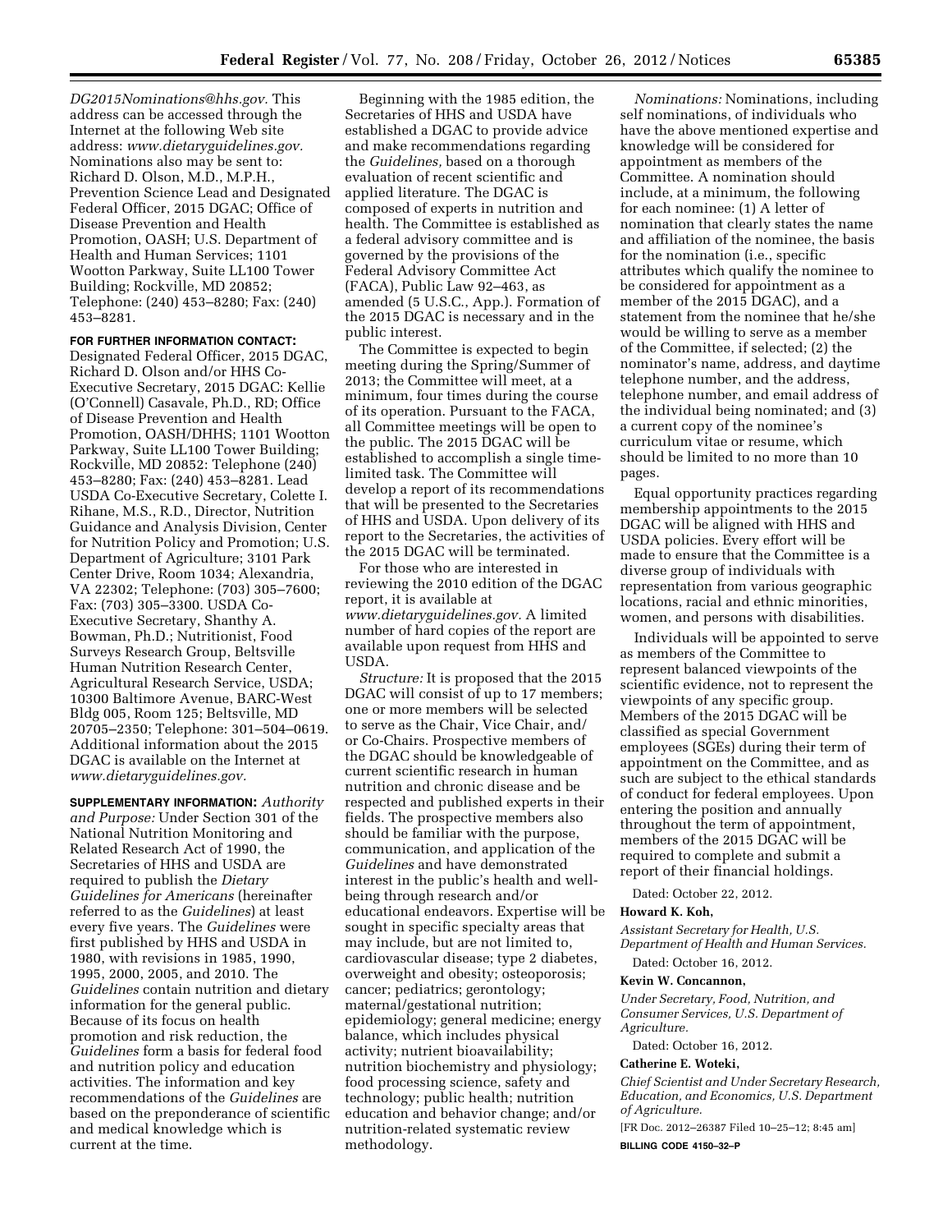*DG2015Nominations@hhs.gov*. This address can be accessed through the Internet at the following Web site address: *www.dietaryguidelines.gov.* Nominations also may be sent to: Richard D. Olson, M.D., M.P.H., Prevention Science Lead and Designated Federal Officer, 2015 DGAC; Office of Disease Prevention and Health Promotion, OASH; U.S. Department of Health and Human Services; 1101 Wootton Parkway, Suite LL100 Tower Building; Rockville, MD 20852; Telephone: (240) 453–8280; Fax: (240) 453–8281.

**FOR FURTHER INFORMATION CONTACT:** Designated Federal Officer, 2015 DGAC, Richard D. Olson and/or HHS Co-Executive Secretary, 2015 DGAC: Kellie (O'Connell) Casavale, Ph.D., RD; Office of Disease Prevention and Health Promotion, OASH/DHHS; 1101 Wootton Parkway, Suite LL100 Tower Building; Rockville, MD 20852: Telephone (240) 453–8280; Fax: (240) 453–8281. Lead USDA Co-Executive Secretary, Colette I. Rihane, M.S., R.D., Director, Nutrition Guidance and Analysis Division, Center for Nutrition Policy and Promotion; U.S. Department of Agriculture; 3101 Park Center Drive, Room 1034; Alexandria, VA 22302; Telephone: (703) 305–7600; Fax: (703) 305–3300. USDA Co-Executive Secretary, Shanthy A. Bowman, Ph.D.; Nutritionist, Food Surveys Research Group, Beltsville Human Nutrition Research Center, Agricultural Research Service, USDA; 10300 Baltimore Avenue, BARC-West Bldg 005, Room 125; Beltsville, MD 20705–2350; Telephone: 301–504–0619. Additional information about the 2015 DGAC is available on the Internet at *www.dietaryguidelines.gov*.

**SUPPLEMENTARY INFORMATION:** *Authority and Purpose:* Under Section 301 of the National Nutrition Monitoring and Related Research Act of 1990, the Secretaries of HHS and USDA are required to publish the *Dietary Guidelines for Americans* (hereinafter referred to as the *Guidelines*) at least every five years. The *Guidelines* were first published by HHS and USDA in 1980, with revisions in 1985, 1990, 1995, 2000, 2005, and 2010. The *Guidelines* contain nutrition and dietary information for the general public. Because of its focus on health promotion and risk reduction, the *Guidelines* form a basis for federal food and nutrition policy and education activities. The information and key recommendations of the *Guidelines* are based on the preponderance of scientific and medical knowledge which is current at the time.

Beginning with the 1985 edition, the Secretaries of HHS and USDA have established a DGAC to provide advice and make recommendations regarding the *Guidelines,* based on a thorough evaluation of recent scientific and applied literature. The DGAC is composed of experts in nutrition and health. The Committee is established as a federal advisory committee and is governed by the provisions of the Federal Advisory Committee Act (FACA), Public Law 92–463, as amended (5 U.S.C., App.). Formation of the 2015 DGAC is necessary and in the public interest.

The Committee is expected to begin meeting during the Spring/Summer of 2013; the Committee will meet, at a minimum, four times during the course of its operation. Pursuant to the FACA, all Committee meetings will be open to the public. The 2015 DGAC will be established to accomplish a single time-limited task. The Committee will develop a report of its recommendations that will be presented to the Secretaries of HHS and USDA. Upon delivery of its report to the Secretaries, the activities of the 2015 DGAC will be terminated.

For those who are interested in reviewing the 2010 edition of the DGAC report, it is available at *www.dietaryguidelines.gov.* A limited number of hard copies of the report are available upon request from HHS and USDA.

*Structure:* It is proposed that the 2015 DGAC will consist of up to 17 members; one or more members will be selected to serve as the Chair, Vice Chair, and/or Co-Chairs. Prospective members of the DGAC should be knowledgeable of current scientific research in human nutrition and chronic disease and be respected and published experts in their fields. The prospective members also should be familiar with the purpose, communication, and application of the *Guidelines* and have demonstrated interest in the public's health and well-being through research and/or educational endeavors. Expertise will be sought in specific specialty areas that may include, but are not limited to, cardiovascular disease; type 2 diabetes, overweight and obesity; osteoporosis; cancer; pediatrics; gerontology; maternal/gestational nutrition; epidemiology; general medicine; energy balance, which includes physical activity; nutrient bioavailability; nutrition biochemistry and physiology; food processing science, safety and technology; public health; nutrition education and behavior change; and/or nutrition-related systematic review methodology.

*Nominations:* Nominations, including self nominations, of individuals who have the above mentioned expertise and knowledge will be considered for appointment as members of the Committee. A nomination should include, at a minimum, the following for each nominee: (1) A letter of nomination that clearly states the name and affiliation of the nominee, the basis for the nomination (i.e., specific attributes which qualify the nominee to be considered for appointment as a member of the 2015 DGAC), and a statement from the nominee that he/she would be willing to serve as a member of the Committee, if selected; (2) the nominator's name, address, and daytime telephone number, and the address, telephone number, and email address of the individual being nominated; and (3) a current copy of the nominee's curriculum vitae or resume, which should be limited to no more than 10 pages.

Equal opportunity practices regarding membership appointments to the 2015 DGAC will be aligned with HHS and USDA policies. Every effort will be made to ensure that the Committee is a diverse group of individuals with representation from various geographic locations, racial and ethnic minorities, women, and persons with disabilities.

Individuals will be appointed to serve as members of the Committee to represent balanced viewpoints of the scientific evidence, not to represent the viewpoints of any specific group. Members of the 2015 DGAC will be classified as special Government employees (SGEs) during their term of appointment on the Committee, and as such are subject to the ethical standards of conduct for federal employees. Upon entering the position and annually throughout the term of appointment, members of the 2015 DGAC will be required to complete and submit a report of their financial holdings.

Dated: October 22, 2012.

**Howard K. Koh,**

*Assistant Secretary for Health, U.S. Department of Health and Human Services.*

Dated: October 16, 2012.

**Kevin W. Concannon,**

*Under Secretary, Food, Nutrition, and Consumer Services, U.S. Department of Agriculture.*

Dated: October 16, 2012.

**Catherine E. Woteki,**

*Chief Scientist and Under Secretary Research, Education, and Economics, U.S. Department of Agriculture.*

[FR Doc. 2012–26387 Filed 10–25–12; 8:45 am]

**BILLING CODE 4150–32–P**